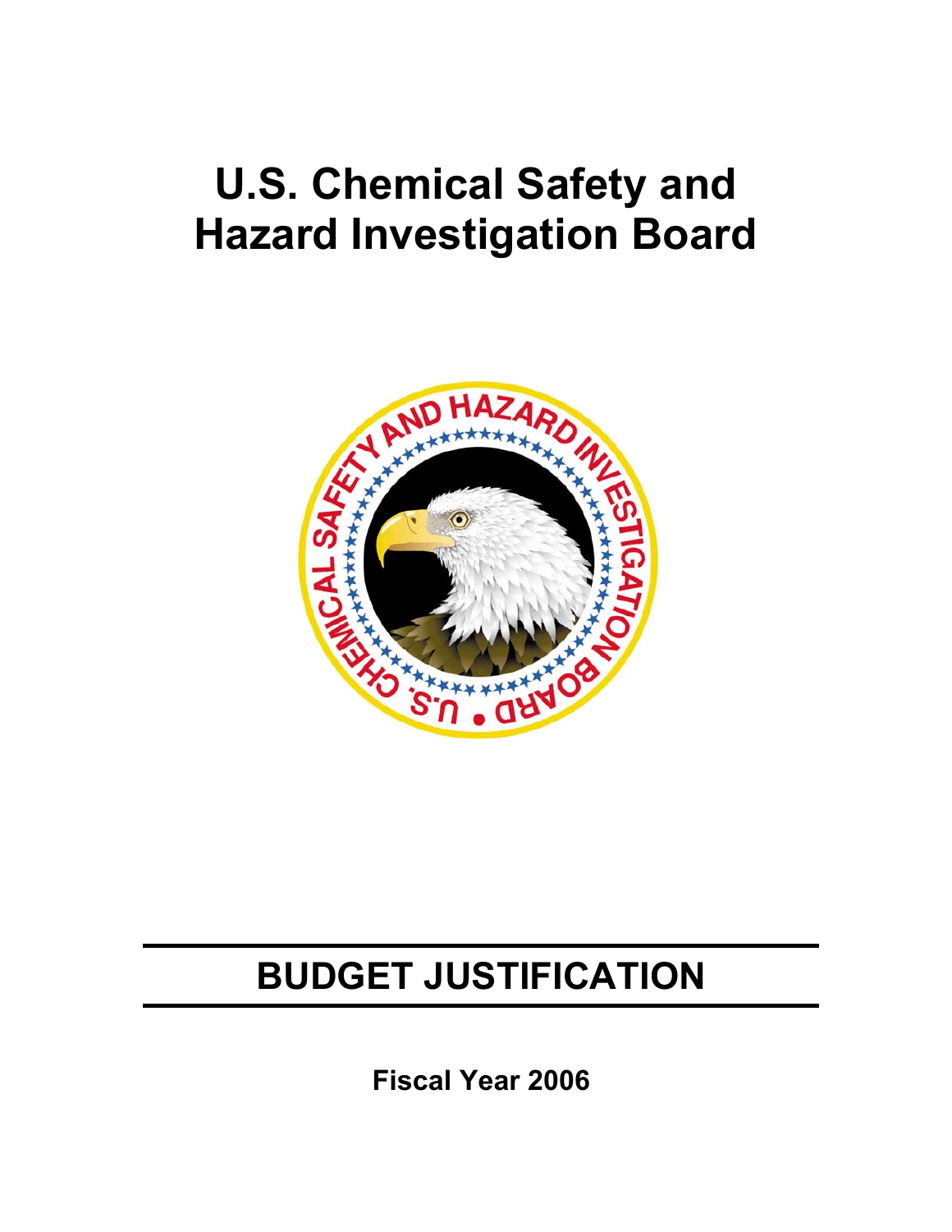# U.S. Chemical Safety and Hazard Investigation Board

## BUDGET JUSTIFICATION

**Fiscal Year 2006**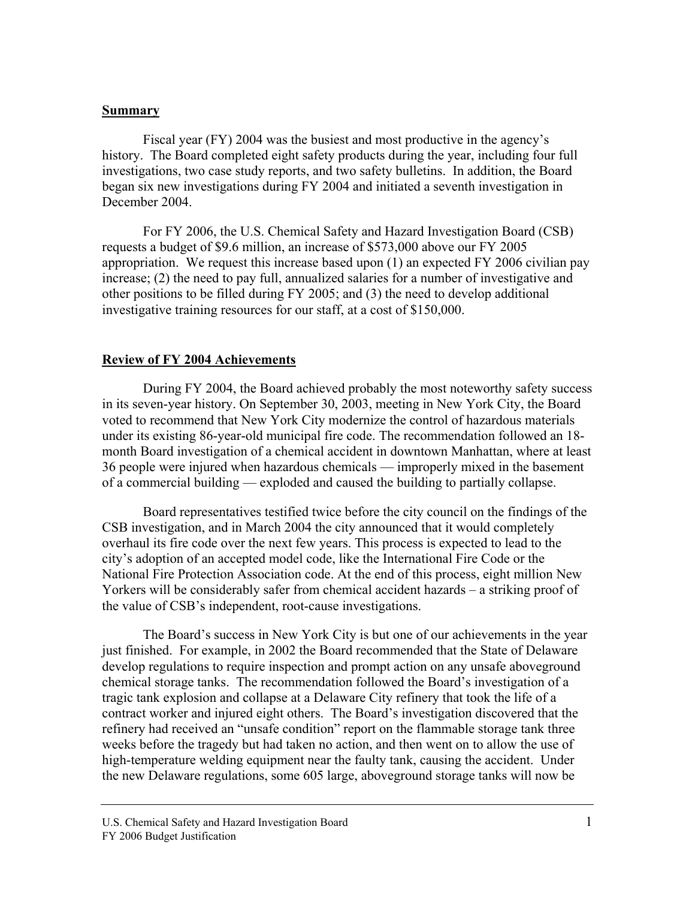## Summary

Fiscal year (FY) 2004 was the busiest and most productive in the agency's history. The Board completed eight safety products during the year, including four full investigations, two case study reports, and two safety bulletins. In addition, the Board began six new investigations during FY 2004 and initiated a seventh investigation in December 2004.

For FY 2006, the U.S. Chemical Safety and Hazard Investigation Board (CSB) requests a budget of \$9.6 million, an increase of \$573,000 above our FY 2005 appropriation. We request this increase based upon (1) an expected FY 2006 civilian pay increase; (2) the need to pay full, annualized salaries for a number of investigative and other positions to be filled during FY 2005; and (3) the need to develop additional investigative training resources for our staff, at a cost of \$150,000.

## Review of FY 2004 Achievements

During FY 2004, the Board achieved probably the most noteworthy safety success in its seven-year history. On September 30, 2003, meeting in New York City, the Board voted to recommend that New York City modernize the control of hazardous materials under its existing 86-year-old municipal fire code. The recommendation followed an 18-month Board investigation of a chemical accident in downtown Manhattan, where at least 36 people were injured when hazardous chemicals — improperly mixed in the basement of a commercial building — exploded and caused the building to partially collapse.

Board representatives testified twice before the city council on the findings of the CSB investigation, and in March 2004 the city announced that it would completely overhaul its fire code over the next few years. This process is expected to lead to the city's adoption of an accepted model code, like the International Fire Code or the National Fire Protection Association code. At the end of this process, eight million New Yorkers will be considerably safer from chemical accident hazards – a striking proof of the value of CSB's independent, root-cause investigations.

The Board's success in New York City is but one of our achievements in the year just finished. For example, in 2002 the Board recommended that the State of Delaware develop regulations to require inspection and prompt action on any unsafe aboveground chemical storage tanks. The recommendation followed the Board's investigation of a tragic tank explosion and collapse at a Delaware City refinery that took the life of a contract worker and injured eight others. The Board's investigation discovered that the refinery had received an "unsafe condition" report on the flammable storage tank three weeks before the tragedy but had taken no action, and then went on to allow the use of high-temperature welding equipment near the faulty tank, causing the accident. Under the new Delaware regulations, some 605 large, aboveground storage tanks will now be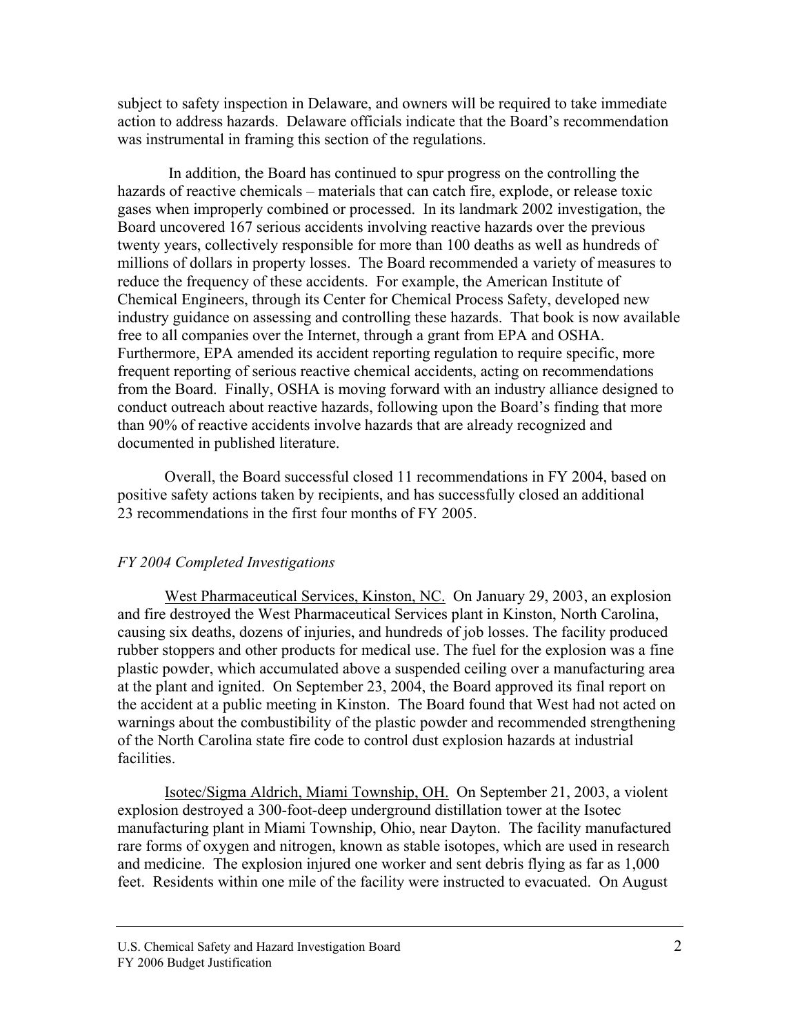subject to safety inspection in Delaware, and owners will be required to take immediate action to address hazards. Delaware officials indicate that the Board's recommendation was instrumental in framing this section of the regulations.

In addition, the Board has continued to spur progress on the controlling the hazards of reactive chemicals – materials that can catch fire, explode, or release toxic gases when improperly combined or processed. In its landmark 2002 investigation, the Board uncovered 167 serious accidents involving reactive hazards over the previous twenty years, collectively responsible for more than 100 deaths as well as hundreds of millions of dollars in property losses. The Board recommended a variety of measures to reduce the frequency of these accidents. For example, the American Institute of Chemical Engineers, through its Center for Chemical Process Safety, developed new industry guidance on assessing and controlling these hazards. That book is now available free to all companies over the Internet, through a grant from EPA and OSHA. Furthermore, EPA amended its accident reporting regulation to require specific, more frequent reporting of serious reactive chemical accidents, acting on recommendations from the Board. Finally, OSHA is moving forward with an industry alliance designed to conduct outreach about reactive hazards, following upon the Board's finding that more than 90% of reactive accidents involve hazards that are already recognized and documented in published literature.

Overall, the Board successful closed 11 recommendations in FY 2004, based on positive safety actions taken by recipients, and has successfully closed an additional 23 recommendations in the first four months of FY 2005.

*FY 2004 Completed Investigations*

West Pharmaceutical Services, Kinston, NC. On January 29, 2003, an explosion and fire destroyed the West Pharmaceutical Services plant in Kinston, North Carolina, causing six deaths, dozens of injuries, and hundreds of job losses. The facility produced rubber stoppers and other products for medical use. The fuel for the explosion was a fine plastic powder, which accumulated above a suspended ceiling over a manufacturing area at the plant and ignited. On September 23, 2004, the Board approved its final report on the accident at a public meeting in Kinston. The Board found that West had not acted on warnings about the combustibility of the plastic powder and recommended strengthening of the North Carolina state fire code to control dust explosion hazards at industrial facilities.

Isotec/Sigma Aldrich, Miami Township, OH. On September 21, 2003, a violent explosion destroyed a 300-foot-deep underground distillation tower at the Isotec manufacturing plant in Miami Township, Ohio, near Dayton. The facility manufactured rare forms of oxygen and nitrogen, known as stable isotopes, which are used in research and medicine. The explosion injured one worker and sent debris flying as far as 1,000 feet. Residents within one mile of the facility were instructed to evacuated. On August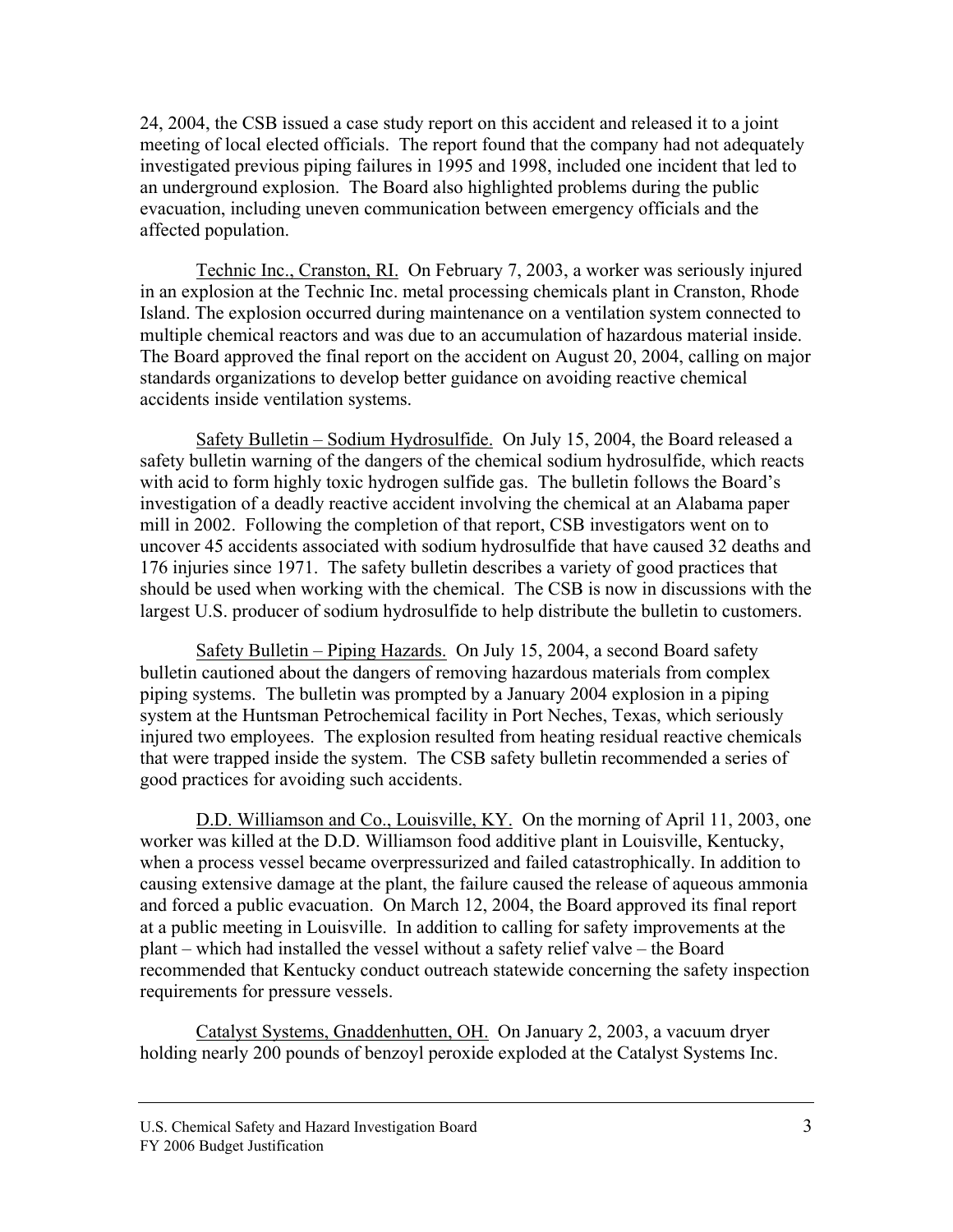24, 2004, the CSB issued a case study report on this accident and released it to a joint meeting of local elected officials. The report found that the company had not adequately investigated previous piping failures in 1995 and 1998, included one incident that led to an underground explosion. The Board also highlighted problems during the public evacuation, including uneven communication between emergency officials and the affected population.

<u>Technic Inc., Cranston, RI.</u> On February 7, 2003, a worker was seriously injured in an explosion at the Technic Inc. metal processing chemicals plant in Cranston, Rhode Island. The explosion occurred during maintenance on a ventilation system connected to multiple chemical reactors and was due to an accumulation of hazardous material inside. The Board approved the final report on the accident on August 20, 2004, calling on major standards organizations to develop better guidance on avoiding reactive chemical accidents inside ventilation systems.

<u>Safety Bulletin – Sodium Hydrosulfide.</u> On July 15, 2004, the Board released a safety bulletin warning of the dangers of the chemical sodium hydrosulfide, which reacts with acid to form highly toxic hydrogen sulfide gas. The bulletin follows the Board's investigation of a deadly reactive accident involving the chemical at an Alabama paper mill in 2002. Following the completion of that report, CSB investigators went on to uncover 45 accidents associated with sodium hydrosulfide that have caused 32 deaths and 176 injuries since 1971. The safety bulletin describes a variety of good practices that should be used when working with the chemical. The CSB is now in discussions with the largest U.S. producer of sodium hydrosulfide to help distribute the bulletin to customers.

<u>Safety Bulletin – Piping Hazards.</u> On July 15, 2004, a second Board safety bulletin cautioned about the dangers of removing hazardous materials from complex piping systems. The bulletin was prompted by a January 2004 explosion in a piping system at the Huntsman Petrochemical facility in Port Neches, Texas, which seriously injured two employees. The explosion resulted from heating residual reactive chemicals that were trapped inside the system. The CSB safety bulletin recommended a series of good practices for avoiding such accidents.

<u>D.D. Williamson and Co., Louisville, KY.</u> On the morning of April 11, 2003, one worker was killed at the D.D. Williamson food additive plant in Louisville, Kentucky, when a process vessel became overpressurized and failed catastrophically. In addition to causing extensive damage at the plant, the failure caused the release of aqueous ammonia and forced a public evacuation. On March 12, 2004, the Board approved its final report at a public meeting in Louisville. In addition to calling for safety improvements at the plant – which had installed the vessel without a safety relief valve – the Board recommended that Kentucky conduct outreach statewide concerning the safety inspection requirements for pressure vessels.

<u>Catalyst Systems, Gnaddenhutten, OH.</u> On January 2, 2003, a vacuum dryer holding nearly 200 pounds of benzoyl peroxide exploded at the Catalyst Systems Inc.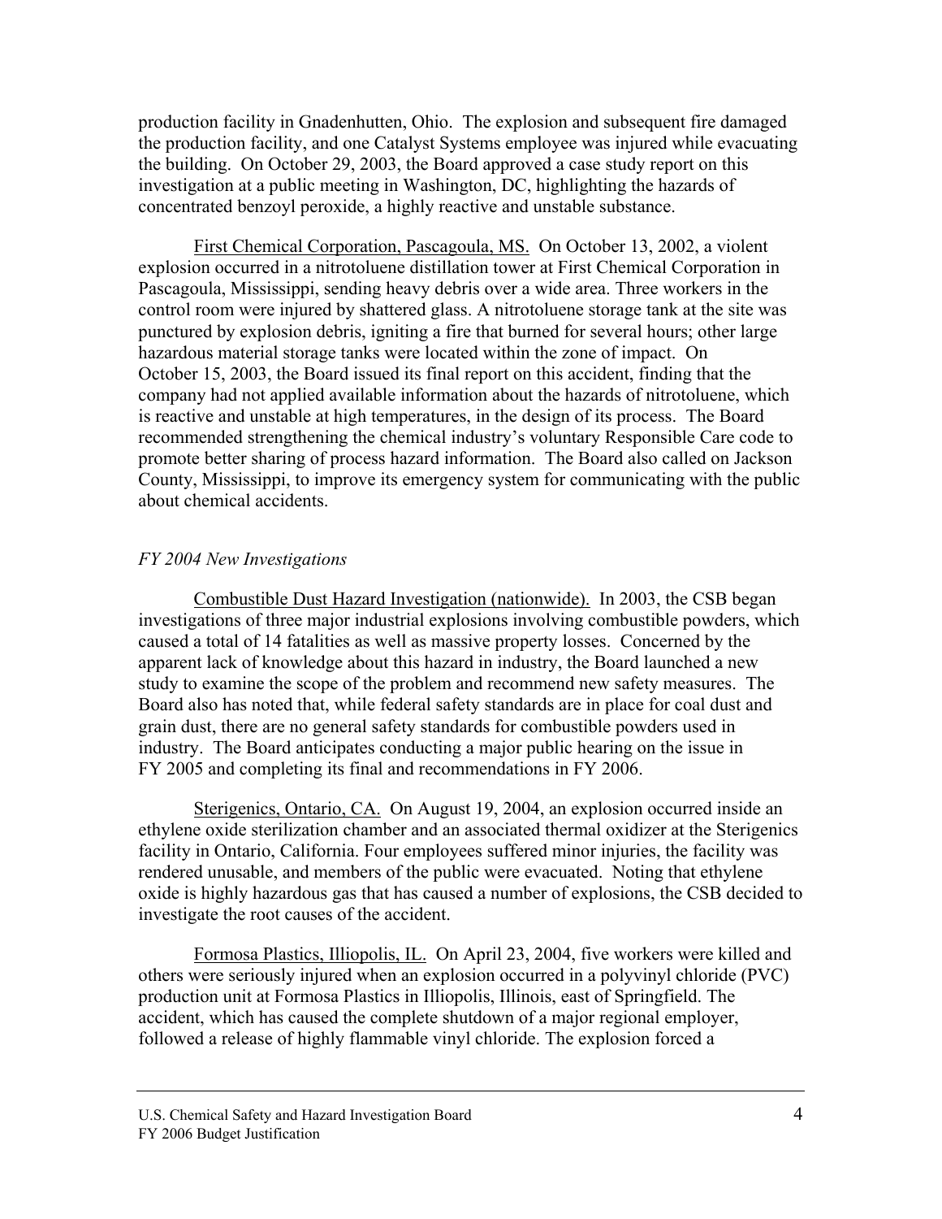production facility in Gnadenhutten, Ohio. The explosion and subsequent fire damaged the production facility, and one Catalyst Systems employee was injured while evacuating the building. On October 29, 2003, the Board approved a case study report on this investigation at a public meeting in Washington, DC, highlighting the hazards of concentrated benzoyl peroxide, a highly reactive and unstable substance.

First Chemical Corporation, Pascagoula, MS. On October 13, 2002, a violent explosion occurred in a nitrotoluene distillation tower at First Chemical Corporation in Pascagoula, Mississippi, sending heavy debris over a wide area. Three workers in the control room were injured by shattered glass. A nitrotoluene storage tank at the site was punctured by explosion debris, igniting a fire that burned for several hours; other large hazardous material storage tanks were located within the zone of impact. On October 15, 2003, the Board issued its final report on this accident, finding that the company had not applied available information about the hazards of nitrotoluene, which is reactive and unstable at high temperatures, in the design of its process. The Board recommended strengthening the chemical industry's voluntary Responsible Care code to promote better sharing of process hazard information. The Board also called on Jackson County, Mississippi, to improve its emergency system for communicating with the public about chemical accidents.

*FY 2004 New Investigations*

Combustible Dust Hazard Investigation (nationwide). In 2003, the CSB began investigations of three major industrial explosions involving combustible powders, which caused a total of 14 fatalities as well as massive property losses. Concerned by the apparent lack of knowledge about this hazard in industry, the Board launched a new study to examine the scope of the problem and recommend new safety measures. The Board also has noted that, while federal safety standards are in place for coal dust and grain dust, there are no general safety standards for combustible powders used in industry. The Board anticipates conducting a major public hearing on the issue in FY 2005 and completing its final and recommendations in FY 2006.

Sterigenics, Ontario, CA. On August 19, 2004, an explosion occurred inside an ethylene oxide sterilization chamber and an associated thermal oxidizer at the Sterigenics facility in Ontario, California. Four employees suffered minor injuries, the facility was rendered unusable, and members of the public were evacuated. Noting that ethylene oxide is highly hazardous gas that has caused a number of explosions, the CSB decided to investigate the root causes of the accident.

Formosa Plastics, Illiopolis, IL. On April 23, 2004, five workers were killed and others were seriously injured when an explosion occurred in a polyvinyl chloride (PVC) production unit at Formosa Plastics in Illiopolis, Illinois, east of Springfield. The accident, which has caused the complete shutdown of a major regional employer, followed a release of highly flammable vinyl chloride. The explosion forced a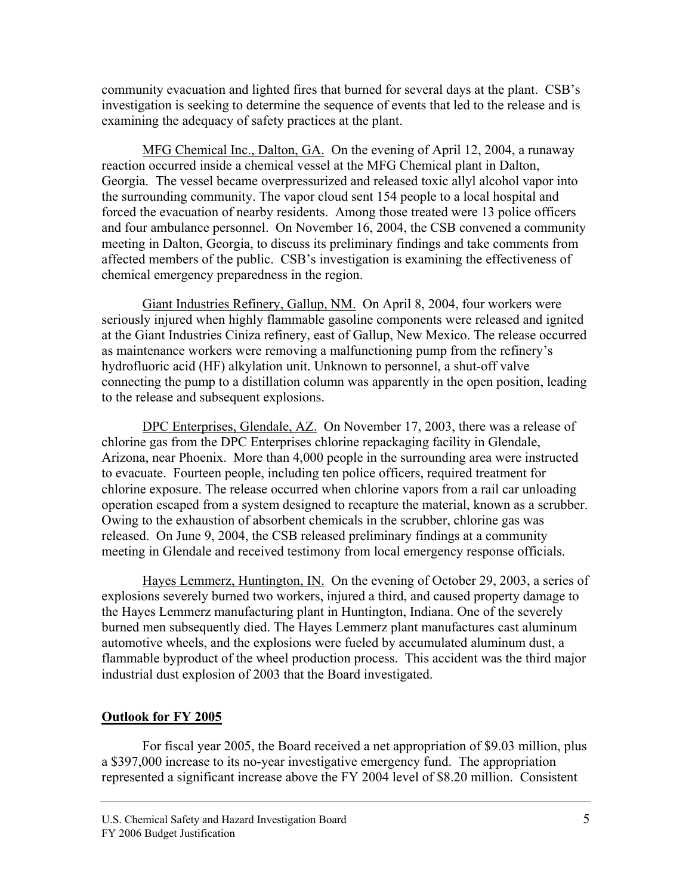community evacuation and lighted fires that burned for several days at the plant. CSB's investigation is seeking to determine the sequence of events that led to the release and is examining the adequacy of safety practices at the plant.

MFG Chemical Inc., Dalton, GA. On the evening of April 12, 2004, a runaway reaction occurred inside a chemical vessel at the MFG Chemical plant in Dalton, Georgia. The vessel became overpressurized and released toxic allyl alcohol vapor into the surrounding community. The vapor cloud sent 154 people to a local hospital and forced the evacuation of nearby residents. Among those treated were 13 police officers and four ambulance personnel. On November 16, 2004, the CSB convened a community meeting in Dalton, Georgia, to discuss its preliminary findings and take comments from affected members of the public. CSB's investigation is examining the effectiveness of chemical emergency preparedness in the region.

Giant Industries Refinery, Gallup, NM. On April 8, 2004, four workers were seriously injured when highly flammable gasoline components were released and ignited at the Giant Industries Ciniza refinery, east of Gallup, New Mexico. The release occurred as maintenance workers were removing a malfunctioning pump from the refinery's hydrofluoric acid (HF) alkylation unit. Unknown to personnel, a shut-off valve connecting the pump to a distillation column was apparently in the open position, leading to the release and subsequent explosions.

DPC Enterprises, Glendale, AZ. On November 17, 2003, there was a release of chlorine gas from the DPC Enterprises chlorine repackaging facility in Glendale, Arizona, near Phoenix. More than 4,000 people in the surrounding area were instructed to evacuate. Fourteen people, including ten police officers, required treatment for chlorine exposure. The release occurred when chlorine vapors from a rail car unloading operation escaped from a system designed to recapture the material, known as a scrubber. Owing to the exhaustion of absorbent chemicals in the scrubber, chlorine gas was released. On June 9, 2004, the CSB released preliminary findings at a community meeting in Glendale and received testimony from local emergency response officials.

Hayes Lemmerz, Huntington, IN. On the evening of October 29, 2003, a series of explosions severely burned two workers, injured a third, and caused property damage to the Hayes Lemmerz manufacturing plant in Huntington, Indiana. One of the severely burned men subsequently died. The Hayes Lemmerz plant manufactures cast aluminum automotive wheels, and the explosions were fueled by accumulated aluminum dust, a flammable byproduct of the wheel production process. This accident was the third major industrial dust explosion of 2003 that the Board investigated.

## Outlook for FY 2005

For fiscal year 2005, the Board received a net appropriation of \$9.03 million, plus a \$397,000 increase to its no-year investigative emergency fund. The appropriation represented a significant increase above the FY 2004 level of \$8.20 million. Consistent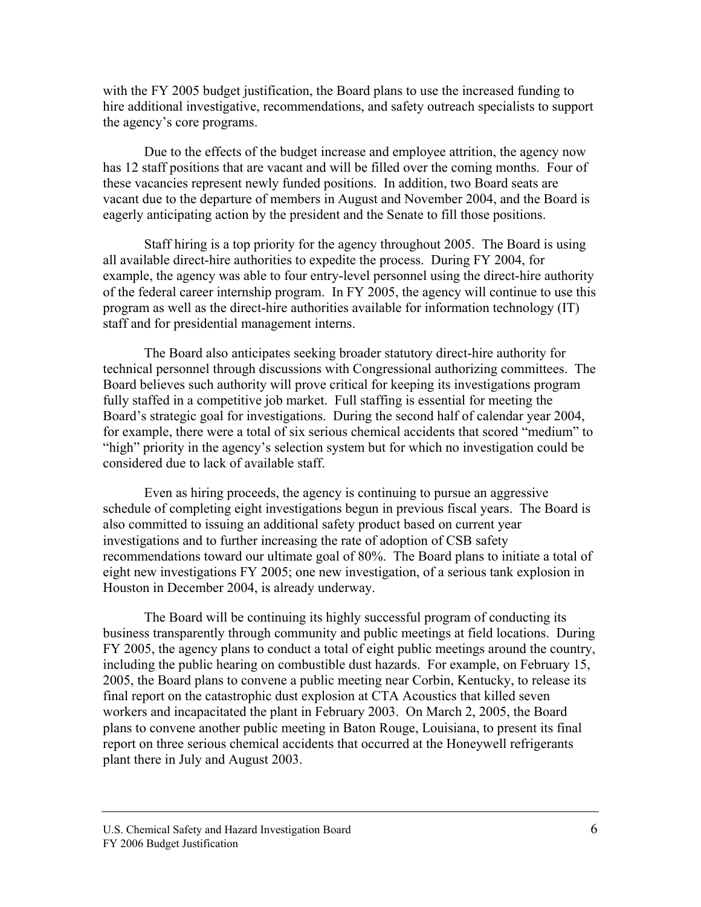with the FY 2005 budget justification, the Board plans to use the increased funding to hire additional investigative, recommendations, and safety outreach specialists to support the agency's core programs.

Due to the effects of the budget increase and employee attrition, the agency now has 12 staff positions that are vacant and will be filled over the coming months. Four of these vacancies represent newly funded positions. In addition, two Board seats are vacant due to the departure of members in August and November 2004, and the Board is eagerly anticipating action by the president and the Senate to fill those positions.

Staff hiring is a top priority for the agency throughout 2005. The Board is using all available direct-hire authorities to expedite the process. During FY 2004, for example, the agency was able to four entry-level personnel using the direct-hire authority of the federal career internship program. In FY 2005, the agency will continue to use this program as well as the direct-hire authorities available for information technology (IT) staff and for presidential management interns.

The Board also anticipates seeking broader statutory direct-hire authority for technical personnel through discussions with Congressional authorizing committees. The Board believes such authority will prove critical for keeping its investigations program fully staffed in a competitive job market. Full staffing is essential for meeting the Board's strategic goal for investigations. During the second half of calendar year 2004, for example, there were a total of six serious chemical accidents that scored "medium" to "high" priority in the agency's selection system but for which no investigation could be considered due to lack of available staff.

Even as hiring proceeds, the agency is continuing to pursue an aggressive schedule of completing eight investigations begun in previous fiscal years. The Board is also committed to issuing an additional safety product based on current year investigations and to further increasing the rate of adoption of CSB safety recommendations toward our ultimate goal of 80%. The Board plans to initiate a total of eight new investigations FY 2005; one new investigation, of a serious tank explosion in Houston in December 2004, is already underway.

The Board will be continuing its highly successful program of conducting its business transparently through community and public meetings at field locations. During FY 2005, the agency plans to conduct a total of eight public meetings around the country, including the public hearing on combustible dust hazards. For example, on February 15, 2005, the Board plans to convene a public meeting near Corbin, Kentucky, to release its final report on the catastrophic dust explosion at CTA Acoustics that killed seven workers and incapacitated the plant in February 2003. On March 2, 2005, the Board plans to convene another public meeting in Baton Rouge, Louisiana, to present its final report on three serious chemical accidents that occurred at the Honeywell refrigerants plant there in July and August 2003.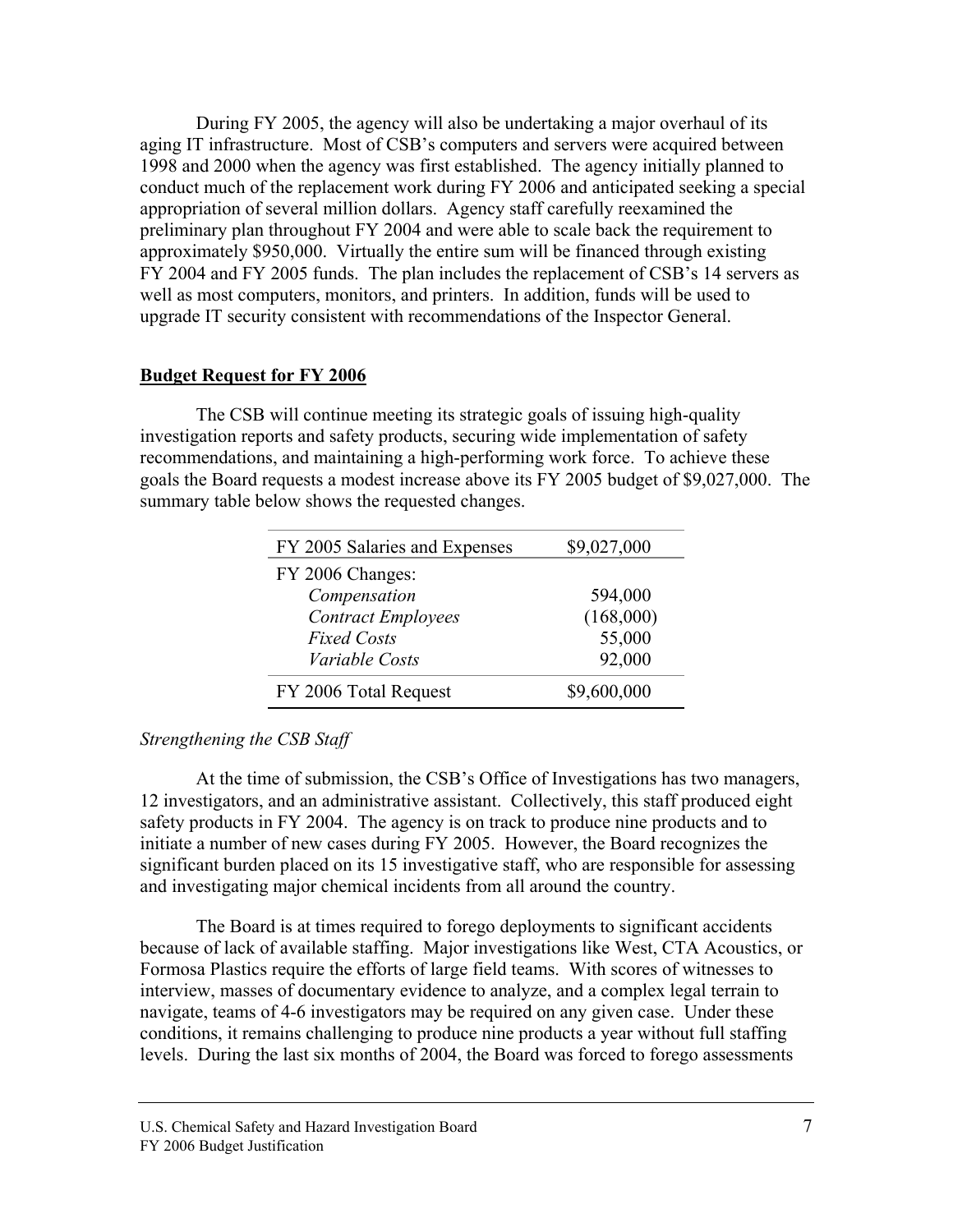During FY 2005, the agency will also be undertaking a major overhaul of its aging IT infrastructure. Most of CSB's computers and servers were acquired between 1998 and 2000 when the agency was first established. The agency initially planned to conduct much of the replacement work during FY 2006 and anticipated seeking a special appropriation of several million dollars. Agency staff carefully reexamined the preliminary plan throughout FY 2004 and were able to scale back the requirement to approximately $950,000. Virtually the entire sum will be financed through existing FY 2004 and FY 2005 funds. The plan includes the replacement of CSB's 14 servers as well as most computers, monitors, and printers. In addition, funds will be used to upgrade IT security consistent with recommendations of the Inspector General.

## Budget Request for FY 2006

The CSB will continue meeting its strategic goals of issuing high-quality investigation reports and safety products, securing wide implementation of safety recommendations, and maintaining a high-performing work force. To achieve these goals the Board requests a modest increase above its FY 2005 budget of $9,027,000. The summary table below shows the requested changes.

| FY 2005 Salaries and Expenses | $9,027,000 |
| --- | --- |
| FY 2006 Changes: | |
| *Compensation* | 594,000 |
| *Contract Employees* | (168,000) |
| *Fixed Costs* | 55,000 |
| *Variable Costs* | 92,000 |
| FY 2006 Total Request | $9,600,000 |

*Strengthening the CSB Staff*

At the time of submission, the CSB's Office of Investigations has two managers, 12 investigators, and an administrative assistant. Collectively, this staff produced eight safety products in FY 2004. The agency is on track to produce nine products and to initiate a number of new cases during FY 2005. However, the Board recognizes the significant burden placed on its 15 investigative staff, who are responsible for assessing and investigating major chemical incidents from all around the country.

The Board is at times required to forego deployments to significant accidents because of lack of available staffing. Major investigations like West, CTA Acoustics, or Formosa Plastics require the efforts of large field teams. With scores of witnesses to interview, masses of documentary evidence to analyze, and a complex legal terrain to navigate, teams of 4-6 investigators may be required on any given case. Under these conditions, it remains challenging to produce nine products a year without full staffing levels. During the last six months of 2004, the Board was forced to forego assessments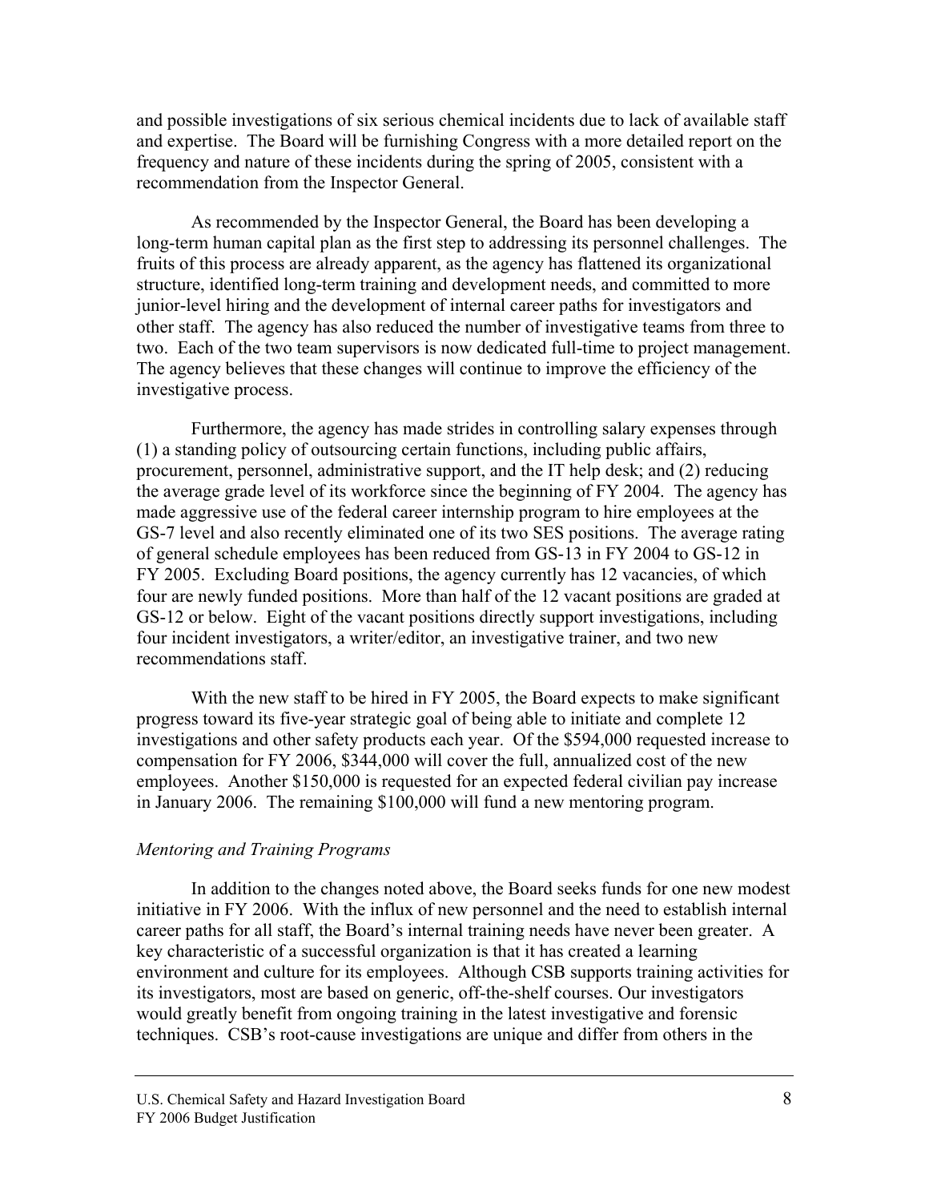and possible investigations of six serious chemical incidents due to lack of available staff and expertise. The Board will be furnishing Congress with a more detailed report on the frequency and nature of these incidents during the spring of 2005, consistent with a recommendation from the Inspector General.

As recommended by the Inspector General, the Board has been developing a long-term human capital plan as the first step to addressing its personnel challenges. The fruits of this process are already apparent, as the agency has flattened its organizational structure, identified long-term training and development needs, and committed to more junior-level hiring and the development of internal career paths for investigators and other staff. The agency has also reduced the number of investigative teams from three to two. Each of the two team supervisors is now dedicated full-time to project management. The agency believes that these changes will continue to improve the efficiency of the investigative process.

Furthermore, the agency has made strides in controlling salary expenses through (1) a standing policy of outsourcing certain functions, including public affairs, procurement, personnel, administrative support, and the IT help desk; and (2) reducing the average grade level of its workforce since the beginning of FY 2004. The agency has made aggressive use of the federal career internship program to hire employees at the GS-7 level and also recently eliminated one of its two SES positions. The average rating of general schedule employees has been reduced from GS-13 in FY 2004 to GS-12 in FY 2005. Excluding Board positions, the agency currently has 12 vacancies, of which four are newly funded positions. More than half of the 12 vacant positions are graded at GS-12 or below. Eight of the vacant positions directly support investigations, including four incident investigators, a writer/editor, an investigative trainer, and two new recommendations staff.

With the new staff to be hired in FY 2005, the Board expects to make significant progress toward its five-year strategic goal of being able to initiate and complete 12 investigations and other safety products each year. Of the $594,000 requested increase to compensation for FY 2006, $344,000 will cover the full, annualized cost of the new employees. Another $150,000 is requested for an expected federal civilian pay increase in January 2006. The remaining $100,000 will fund a new mentoring program.

*Mentoring and Training Programs*

In addition to the changes noted above, the Board seeks funds for one new modest initiative in FY 2006. With the influx of new personnel and the need to establish internal career paths for all staff, the Board's internal training needs have never been greater. A key characteristic of a successful organization is that it has created a learning environment and culture for its employees. Although CSB supports training activities for its investigators, most are based on generic, off-the-shelf courses. Our investigators would greatly benefit from ongoing training in the latest investigative and forensic techniques. CSB's root-cause investigations are unique and differ from others in the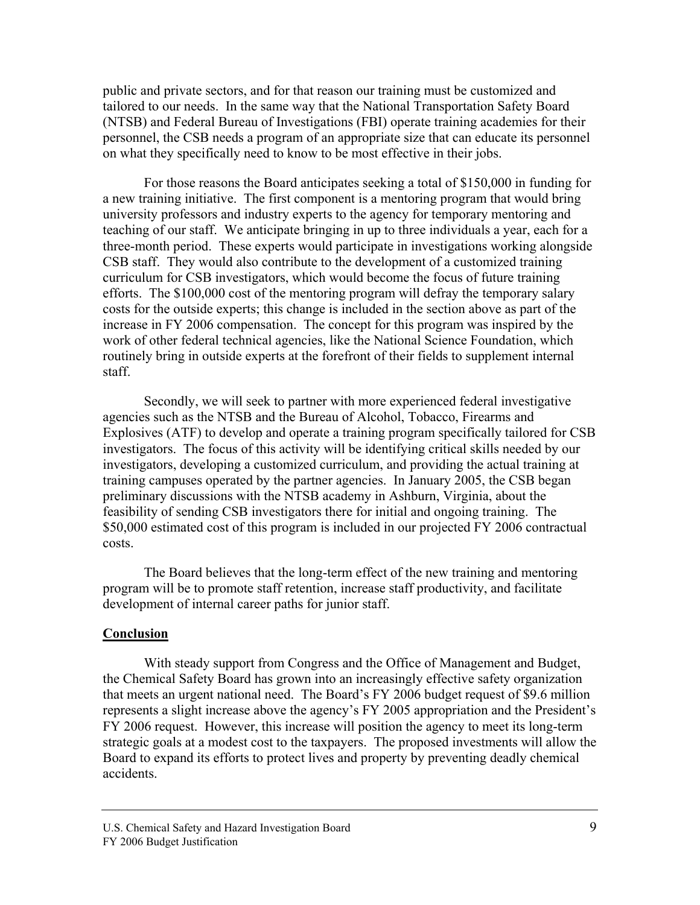public and private sectors, and for that reason our training must be customized and tailored to our needs. In the same way that the National Transportation Safety Board (NTSB) and Federal Bureau of Investigations (FBI) operate training academies for their personnel, the CSB needs a program of an appropriate size that can educate its personnel on what they specifically need to know to be most effective in their jobs.

For those reasons the Board anticipates seeking a total of $150,000 in funding for a new training initiative. The first component is a mentoring program that would bring university professors and industry experts to the agency for temporary mentoring and teaching of our staff. We anticipate bringing in up to three individuals a year, each for a three-month period. These experts would participate in investigations working alongside CSB staff. They would also contribute to the development of a customized training curriculum for CSB investigators, which would become the focus of future training efforts. The $100,000 cost of the mentoring program will defray the temporary salary costs for the outside experts; this change is included in the section above as part of the increase in FY 2006 compensation. The concept for this program was inspired by the work of other federal technical agencies, like the National Science Foundation, which routinely bring in outside experts at the forefront of their fields to supplement internal staff.

Secondly, we will seek to partner with more experienced federal investigative agencies such as the NTSB and the Bureau of Alcohol, Tobacco, Firearms and Explosives (ATF) to develop and operate a training program specifically tailored for CSB investigators. The focus of this activity will be identifying critical skills needed by our investigators, developing a customized curriculum, and providing the actual training at training campuses operated by the partner agencies. In January 2005, the CSB began preliminary discussions with the NTSB academy in Ashburn, Virginia, about the feasibility of sending CSB investigators there for initial and ongoing training. The $50,000 estimated cost of this program is included in our projected FY 2006 contractual costs.

The Board believes that the long-term effect of the new training and mentoring program will be to promote staff retention, increase staff productivity, and facilitate development of internal career paths for junior staff.

## Conclusion

With steady support from Congress and the Office of Management and Budget, the Chemical Safety Board has grown into an increasingly effective safety organization that meets an urgent national need. The Board's FY 2006 budget request of $9.6 million represents a slight increase above the agency's FY 2005 appropriation and the President's FY 2006 request. However, this increase will position the agency to meet its long-term strategic goals at a modest cost to the taxpayers. The proposed investments will allow the Board to expand its efforts to protect lives and property by preventing deadly chemical accidents.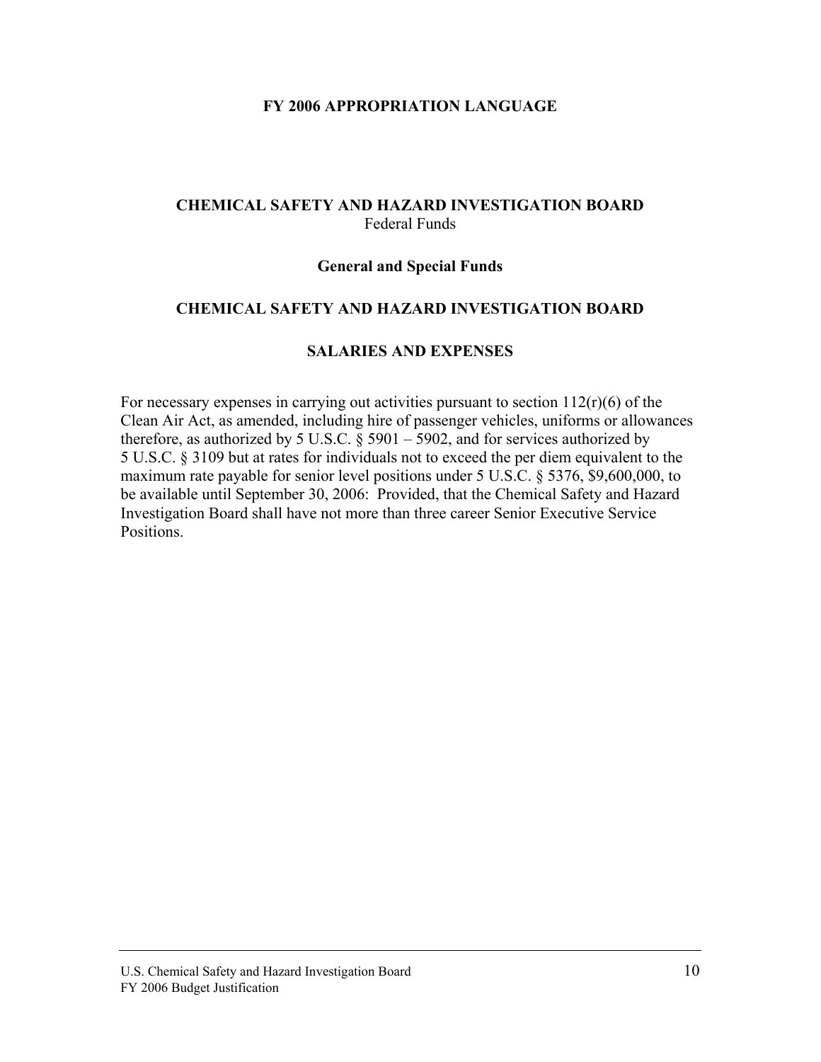# FY 2006 APPROPRIATION LANGUAGE

## CHEMICAL SAFETY AND HAZARD INVESTIGATION BOARD

Federal Funds

### General and Special Funds

### CHEMICAL SAFETY AND HAZARD INVESTIGATION BOARD

### SALARIES AND EXPENSES

For necessary expenses in carrying out activities pursuant to section 112(r)(6) of the Clean Air Act, as amended, including hire of passenger vehicles, uniforms or allowances therefore, as authorized by 5 U.S.C. § 5901 – 5902, and for services authorized by 5 U.S.C. § 3109 but at rates for individuals not to exceed the per diem equivalent to the maximum rate payable for senior level positions under 5 U.S.C. § 5376, $9,600,000, to be available until September 30, 2006: Provided, that the Chemical Safety and Hazard Investigation Board shall have not more than three career Senior Executive Service Positions.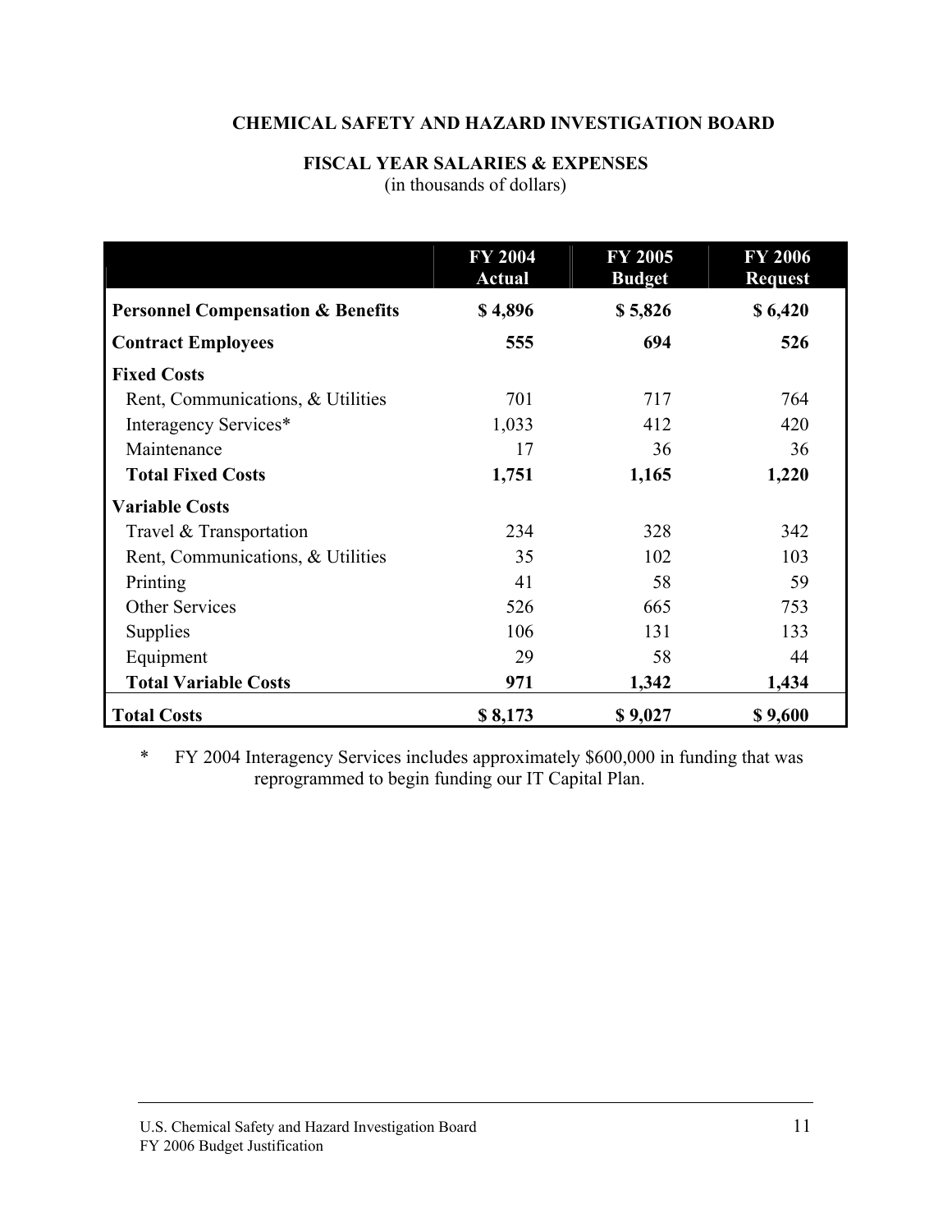## CHEMICAL SAFETY AND HAZARD INVESTIGATION BOARD

### FISCAL YEAR SALARIES & EXPENSES

(in thousands of dollars)

| | FY 2004 Actual | FY 2005 Budget | FY 2006 Request |
|---|---|---|---|
| **Personnel Compensation & Benefits** | **$ 4,896** | **$ 5,826** | **$ 6,420** |
| **Contract Employees** | **555** | **694** | **526** |
| **Fixed Costs** | | | |
| Rent, Communications, & Utilities | 701 | 717 | 764 |
| Interagency Services* | 1,033 | 412 | 420 |
| Maintenance | 17 | 36 | 36 |
| **Total Fixed Costs** | **1,751** | **1,165** | **1,220** |
| **Variable Costs** | | | |
| Travel & Transportation | 234 | 328 | 342 |
| Rent, Communications, & Utilities | 35 | 102 | 103 |
| Printing | 41 | 58 | 59 |
| Other Services | 526 | 665 | 753 |
| Supplies | 106 | 131 | 133 |
| Equipment | 29 | 58 | 44 |
| **Total Variable Costs** | **971** | **1,342** | **1,434** |
| **Total Costs** | **$ 8,173** | **$ 9,027** | **$ 9,600** |

\* FY 2004 Interagency Services includes approximately $600,000 in funding that was reprogrammed to begin funding our IT Capital Plan.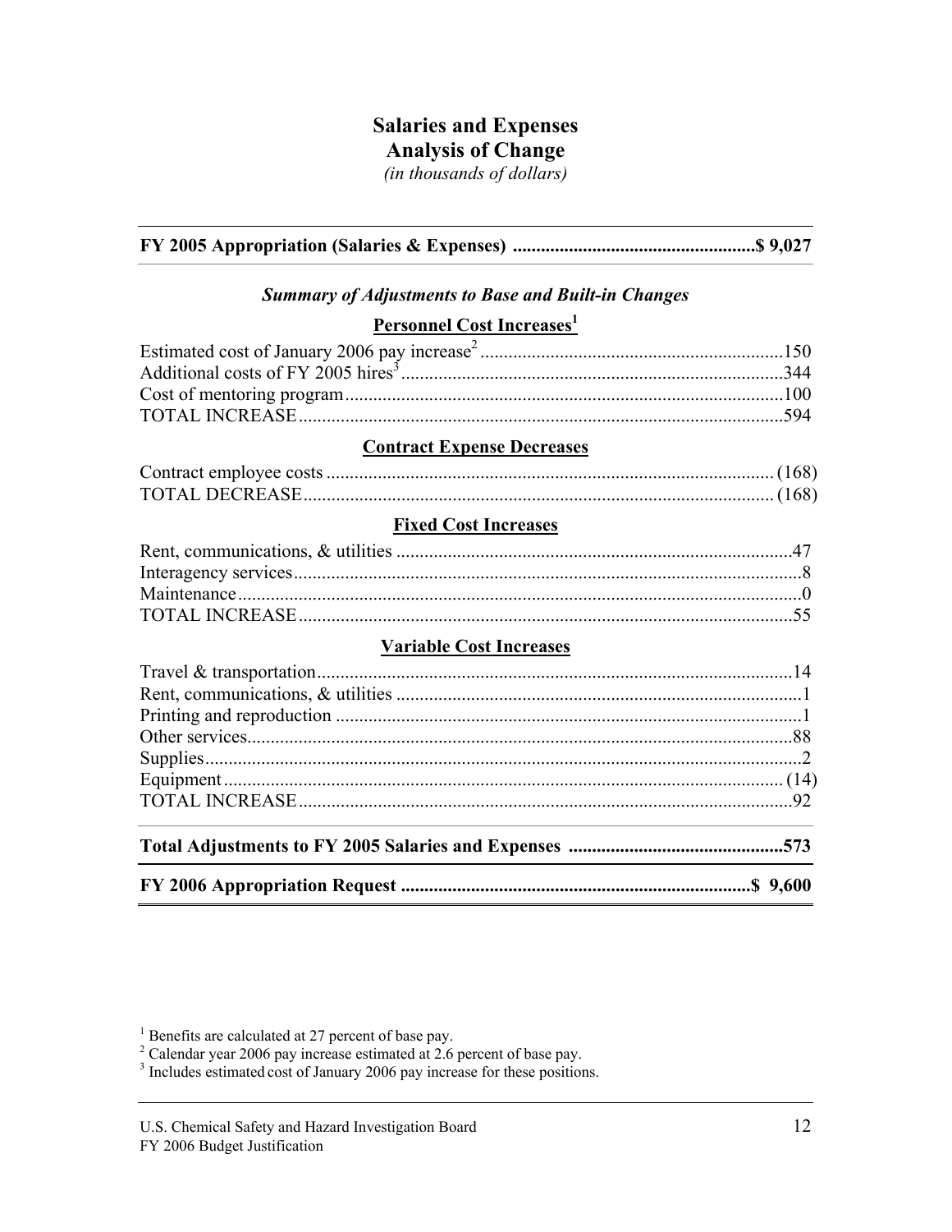# Salaries and Expenses
## Analysis of Change

*(in thousands of dollars)*

| | |
|---|---|
| **FY 2005 Appropriation (Salaries & Expenses)** | **$ 9,027** |

### *Summary of Adjustments to Base and Built-in Changes*

**Personnel Cost Increases[1]**

| | |
|---|---|
| Estimated cost of January 2006 pay increase[2] | 150 |
| Additional costs of FY 2005 hires[3] | 344 |
| Cost of mentoring program | 100 |
| TOTAL INCREASE | 594 |

**Contract Expense Decreases**

| | |
|---|---|
| Contract employee costs | (168) |
| TOTAL DECREASE | (168) |

**Fixed Cost Increases**

| | |
|---|---|
| Rent, communications, & utilities | 47 |
| Interagency services | 8 |
| Maintenance | 0 |
| TOTAL INCREASE | 55 |

**Variable Cost Increases**

| | |
|---|---|
| Travel & transportation | 14 |
| Rent, communications, & utilities | 1 |
| Printing and reproduction | 1 |
| Other services | 88 |
| Supplies | 2 |
| Equipment | (14) |
| TOTAL INCREASE | 92 |

| | |
|---|---|
| **Total Adjustments to FY 2005 Salaries and Expenses** | **573** |
| **FY 2006 Appropriation Request** | **$ 9,600** |

[1] Benefits are calculated at 27 percent of base pay.

[2] Calendar year 2006 pay increase estimated at 2.6 percent of base pay.

[3] Includes estimated cost of January 2006 pay increase for these positions.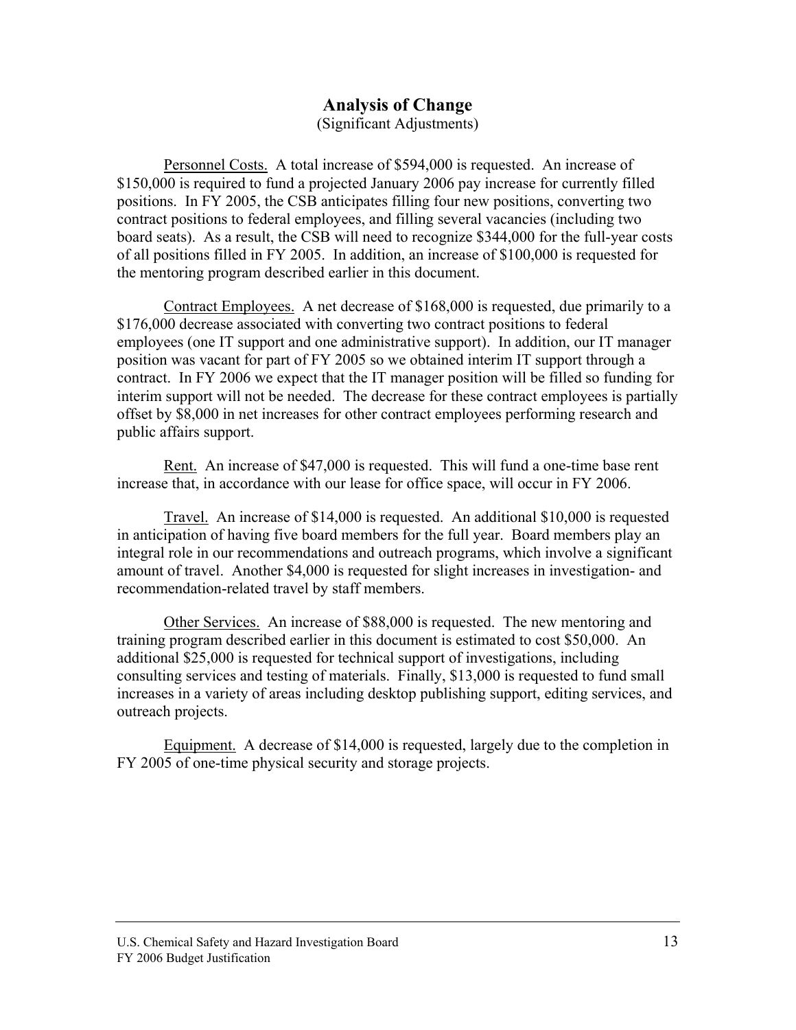## Analysis of Change

(Significant Adjustments)

Personnel Costs. A total increase of $594,000 is requested. An increase of $150,000 is required to fund a projected January 2006 pay increase for currently filled positions. In FY 2005, the CSB anticipates filling four new positions, converting two contract positions to federal employees, and filling several vacancies (including two board seats). As a result, the CSB will need to recognize $344,000 for the full-year costs of all positions filled in FY 2005. In addition, an increase of $100,000 is requested for the mentoring program described earlier in this document.

Contract Employees. A net decrease of $168,000 is requested, due primarily to a $176,000 decrease associated with converting two contract positions to federal employees (one IT support and one administrative support). In addition, our IT manager position was vacant for part of FY 2005 so we obtained interim IT support through a contract. In FY 2006 we expect that the IT manager position will be filled so funding for interim support will not be needed. The decrease for these contract employees is partially offset by $8,000 in net increases for other contract employees performing research and public affairs support.

Rent. An increase of $47,000 is requested. This will fund a one-time base rent increase that, in accordance with our lease for office space, will occur in FY 2006.

Travel. An increase of $14,000 is requested. An additional $10,000 is requested in anticipation of having five board members for the full year. Board members play an integral role in our recommendations and outreach programs, which involve a significant amount of travel. Another $4,000 is requested for slight increases in investigation- and recommendation-related travel by staff members.

Other Services. An increase of $88,000 is requested. The new mentoring and training program described earlier in this document is estimated to cost $50,000. An additional $25,000 is requested for technical support of investigations, including consulting services and testing of materials. Finally, $13,000 is requested to fund small increases in a variety of areas including desktop publishing support, editing services, and outreach projects.

Equipment. A decrease of $14,000 is requested, largely due to the completion in FY 2005 of one-time physical security and storage projects.